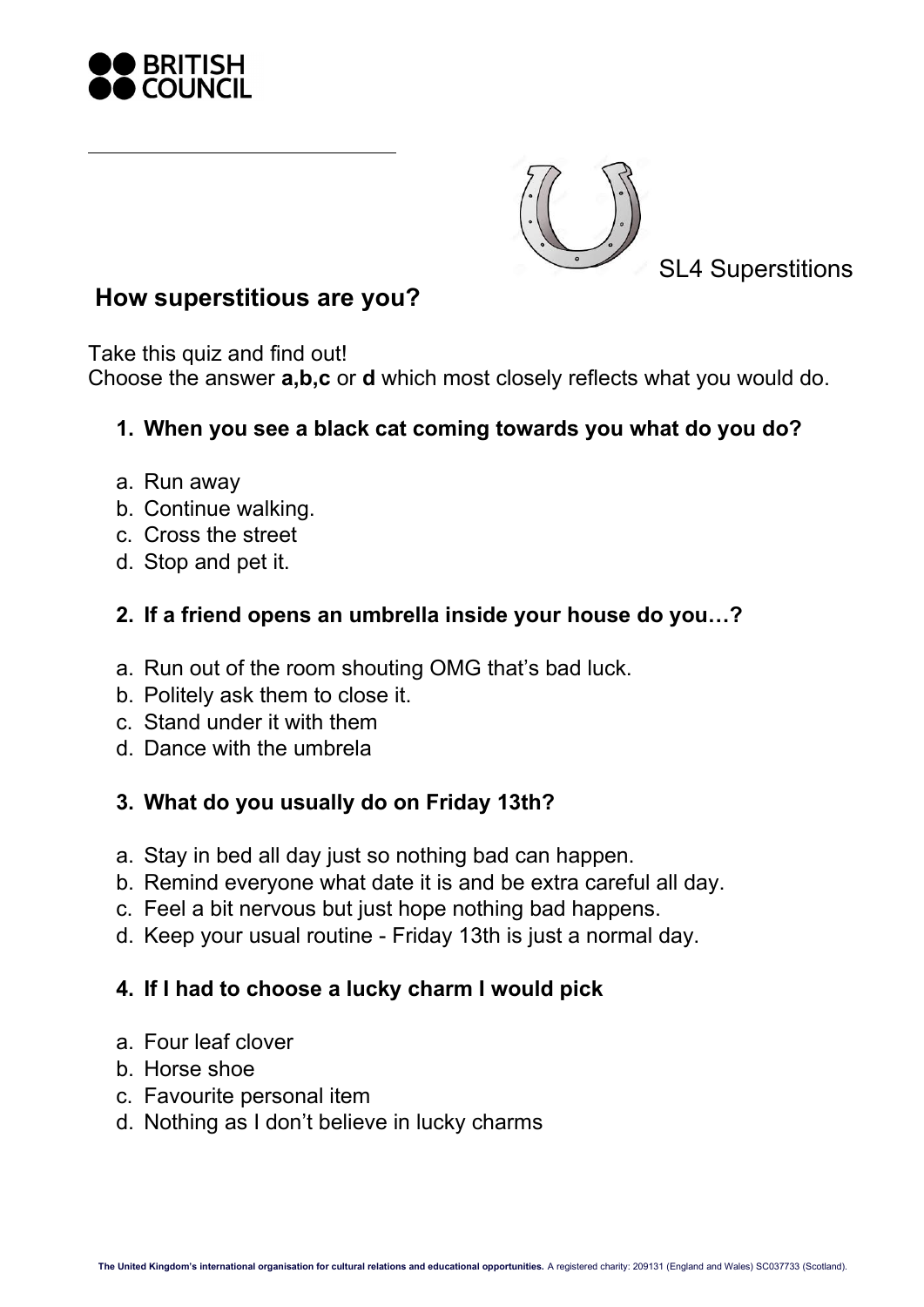SL4 Superstitions

## How superstitious are you?

Take this quiz and find out!
Choose the answer **a,b,c** or **d** which most closely reflects what you would do.

1. **When you see a black cat coming towards you what do you do?**

a. Run away
b. Continue walking.
c. Cross the street
d. Stop and pet it.

2. **If a friend opens an umbrella inside your house do you…?**

a. Run out of the room shouting OMG that's bad luck.
b. Politely ask them to close it.
c. Stand under it with them
d. Dance with the umbrela

3. **What do you usually do on Friday 13th?**

a. Stay in bed all day just so nothing bad can happen.
b. Remind everyone what date it is and be extra careful all day.
c. Feel a bit nervous but just hope nothing bad happens.
d. Keep your usual routine - Friday 13th is just a normal day.

4. **If I had to choose a lucky charm I would pick**

a. Four leaf clover
b. Horse shoe
c. Favourite personal item
d. Nothing as I don't believe in lucky charms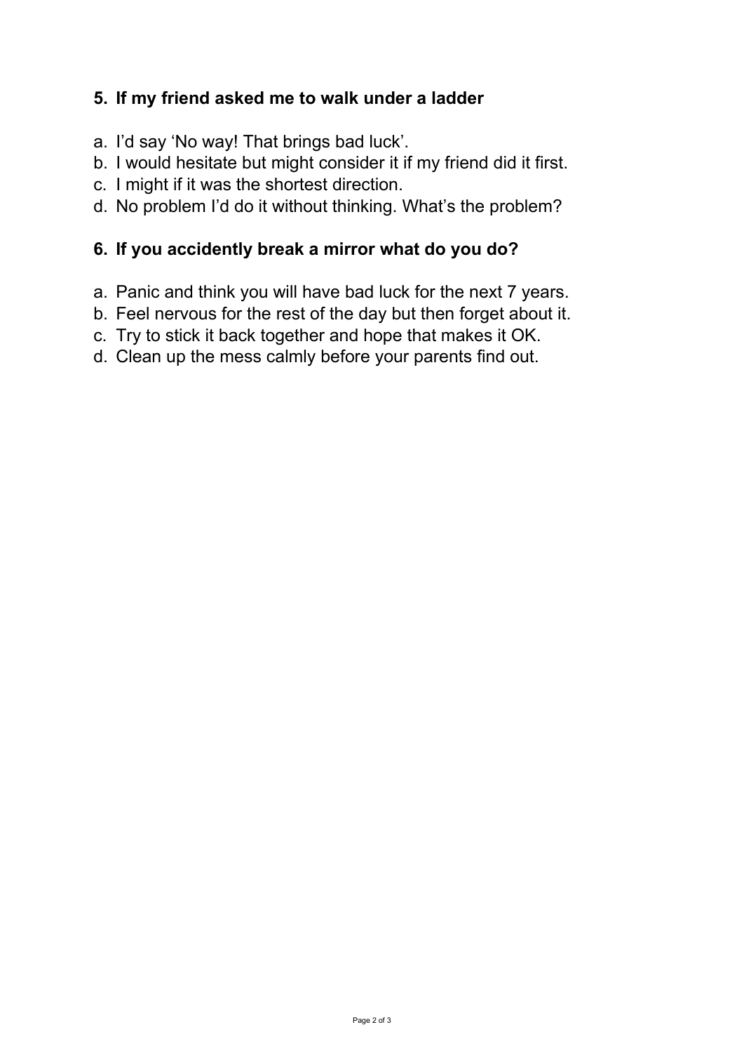**5. If my friend asked me to walk under a ladder**

a. I'd say 'No way! That brings bad luck'.
b. I would hesitate but might consider it if my friend did it first.
c. I might if it was the shortest direction.
d. No problem I'd do it without thinking. What's the problem?

**6. If you accidently break a mirror what do you do?**

a. Panic and think you will have bad luck for the next 7 years.
b. Feel nervous for the rest of the day but then forget about it.
c. Try to stick it back together and hope that makes it OK.
d. Clean up the mess calmly before your parents find out.